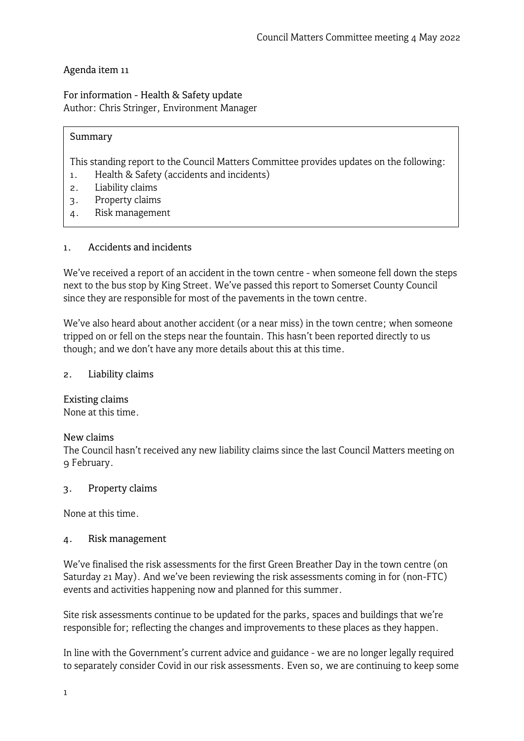Council Matters Committee meeting 4 May 2022

Agenda item 11

For information - Health & Safety update
Author: Chris Stringer, Environment Manager

**Summary**

This standing report to the Council Matters Committee provides updates on the following:

1. Health & Safety (accidents and incidents)
2. Liability claims
3. Property claims
4. Risk management

## 1. Accidents and incidents

We've received a report of an accident in the town centre - when someone fell down the steps next to the bus stop by King Street. We've passed this report to Somerset County Council since they are responsible for most of the pavements in the town centre.

We've also heard about another accident (or a near miss) in the town centre; when someone tripped on or fell on the steps near the fountain. This hasn't been reported directly to us though; and we don't have any more details about this at this time.

## 2. Liability claims

### Existing claims

None at this time.

### New claims

The Council hasn't received any new liability claims since the last Council Matters meeting on 9 February.

## 3. Property claims

None at this time.

## 4. Risk management

We've finalised the risk assessments for the first Green Breather Day in the town centre (on Saturday 21 May). And we've been reviewing the risk assessments coming in for (non-FTC) events and activities happening now and planned for this summer.

Site risk assessments continue to be updated for the parks, spaces and buildings that we're responsible for; reflecting the changes and improvements to these places as they happen.

In line with the Government's current advice and guidance - we are no longer legally required to separately consider Covid in our risk assessments. Even so, we are continuing to keep some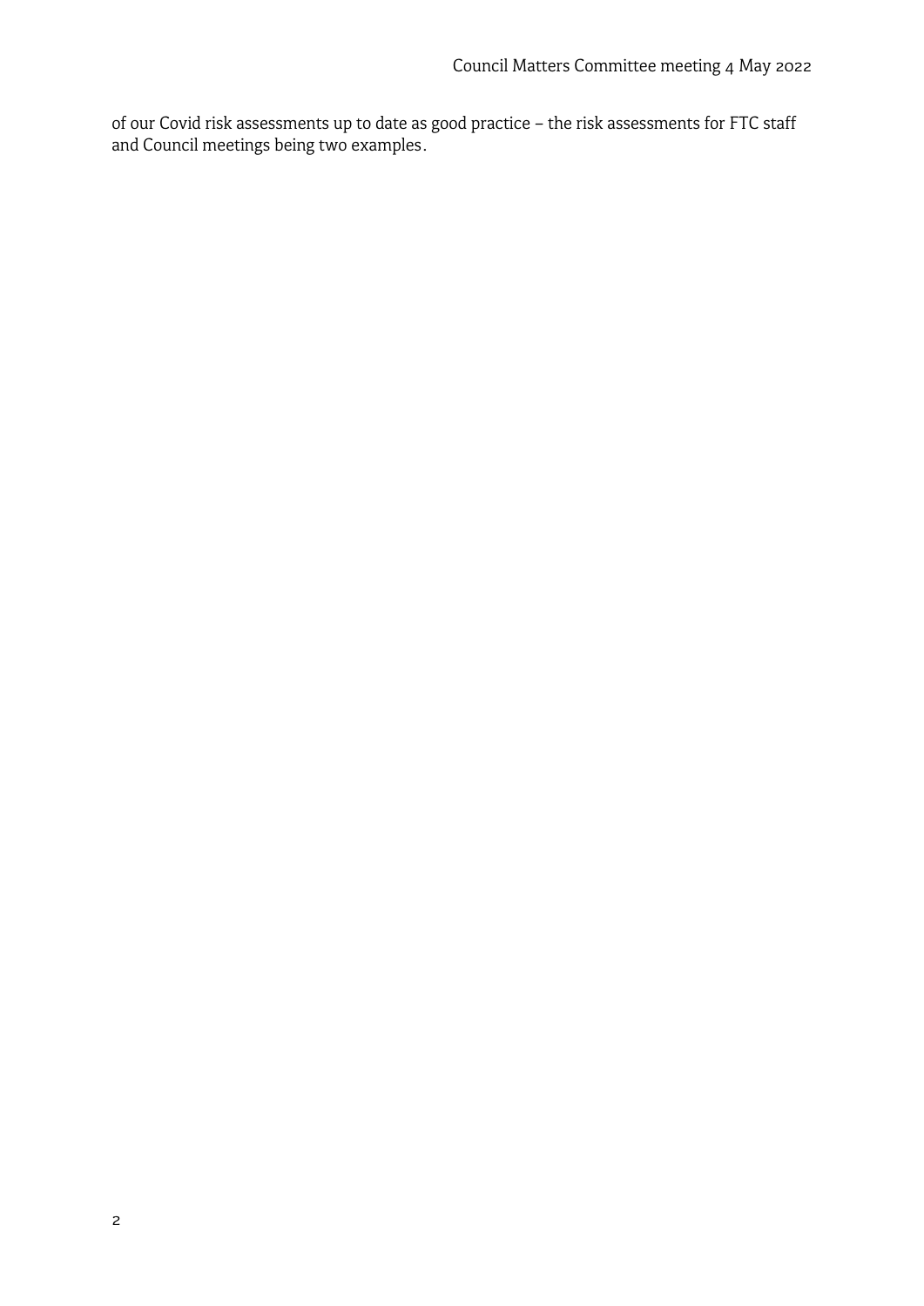of our Covid risk assessments up to date as good practice – the risk assessments for FTC staff and Council meetings being two examples.